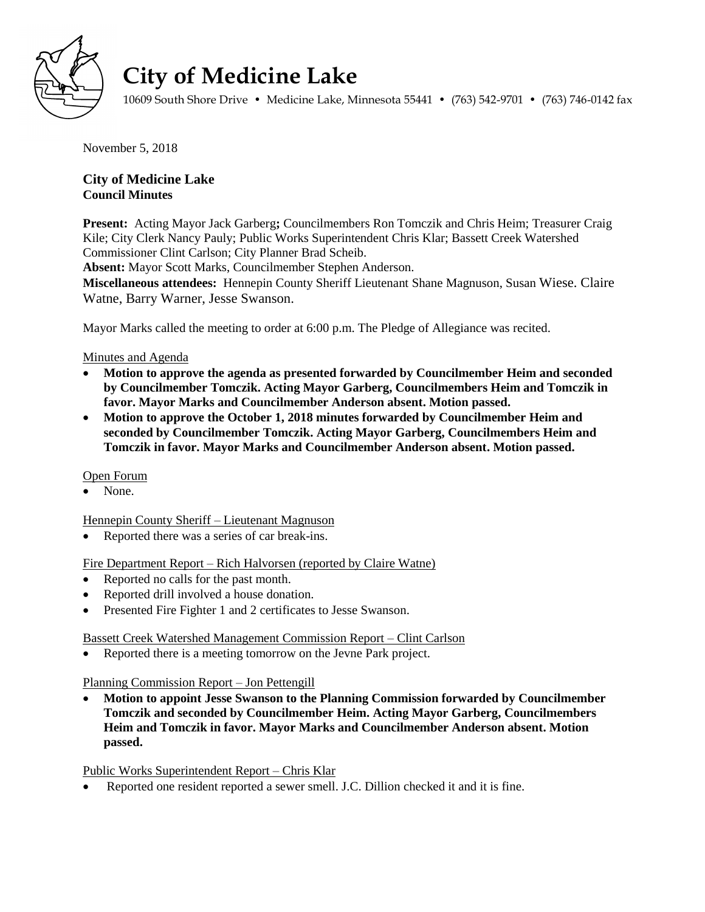# City of Medicine Lake

10609 South Shore Drive • Medicine Lake, Minnesota 55441 • (763) 542-9701 • (763) 746-0142 fax

November 5, 2018

**City of Medicine Lake**
**Council Minutes**

**Present:** Acting Mayor Jack Garberg**;** Councilmembers Ron Tomczik and Chris Heim; Treasurer Craig Kile; City Clerk Nancy Pauly; Public Works Superintendent Chris Klar; Bassett Creek Watershed Commissioner Clint Carlson; City Planner Brad Scheib.
**Absent:** Mayor Scott Marks, Councilmember Stephen Anderson.
**Miscellaneous attendees:** Hennepin County Sheriff Lieutenant Shane Magnuson, Susan Wiese. Claire Watne, Barry Warner, Jesse Swanson.

Mayor Marks called the meeting to order at 6:00 p.m. The Pledge of Allegiance was recited.

<u>Minutes and Agenda</u>

- **Motion to approve the agenda as presented forwarded by Councilmember Heim and seconded by Councilmember Tomczik. Acting Mayor Garberg, Councilmembers Heim and Tomczik in favor. Mayor Marks and Councilmember Anderson absent. Motion passed.**
- **Motion to approve the October 1, 2018 minutes forwarded by Councilmember Heim and seconded by Councilmember Tomczik. Acting Mayor Garberg, Councilmembers Heim and Tomczik in favor. Mayor Marks and Councilmember Anderson absent. Motion passed.**

<u>Open Forum</u>

- None.

<u>Hennepin County Sheriff – Lieutenant Magnuson</u>

- Reported there was a series of car break-ins.

<u>Fire Department Report – Rich Halvorsen (reported by Claire Watne)</u>

- Reported no calls for the past month.
- Reported drill involved a house donation.
- Presented Fire Fighter 1 and 2 certificates to Jesse Swanson.

<u>Bassett Creek Watershed Management Commission Report – Clint Carlson</u>

- Reported there is a meeting tomorrow on the Jevne Park project.

<u>Planning Commission Report – Jon Pettengill</u>

- **Motion to appoint Jesse Swanson to the Planning Commission forwarded by Councilmember Tomczik and seconded by Councilmember Heim. Acting Mayor Garberg, Councilmembers Heim and Tomczik in favor. Mayor Marks and Councilmember Anderson absent. Motion passed.**

<u>Public Works Superintendent Report – Chris Klar</u>

- Reported one resident reported a sewer smell. J.C. Dillion checked it and it is fine.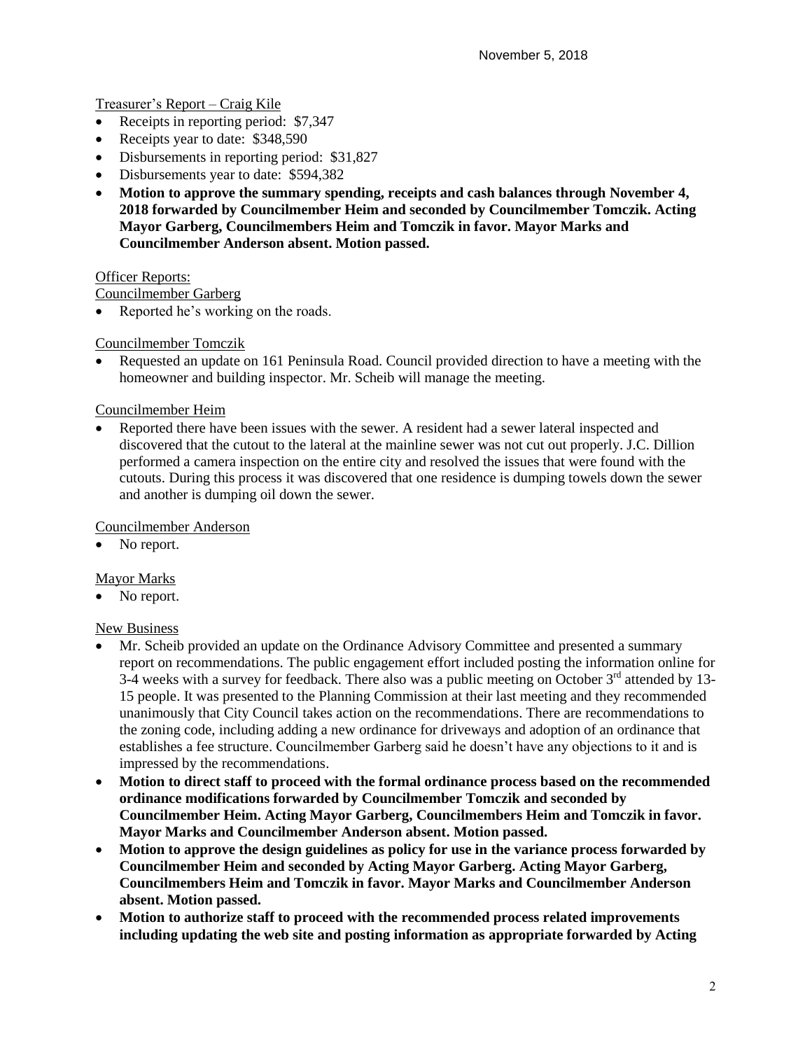Treasurer's Report – Craig Kile

- Receipts in reporting period: $7,347
- Receipts year to date: $348,590
- Disbursements in reporting period: $31,827
- Disbursements year to date: $594,382
- **Motion to approve the summary spending, receipts and cash balances through November 4, 2018 forwarded by Councilmember Heim and seconded by Councilmember Tomczik. Acting Mayor Garberg, Councilmembers Heim and Tomczik in favor. Mayor Marks and Councilmember Anderson absent. Motion passed.**

Officer Reports:

Councilmember Garberg

- Reported he's working on the roads.

Councilmember Tomczik

- Requested an update on 161 Peninsula Road. Council provided direction to have a meeting with the homeowner and building inspector. Mr. Scheib will manage the meeting.

Councilmember Heim

- Reported there have been issues with the sewer. A resident had a sewer lateral inspected and discovered that the cutout to the lateral at the mainline sewer was not cut out properly. J.C. Dillion performed a camera inspection on the entire city and resolved the issues that were found with the cutouts. During this process it was discovered that one residence is dumping towels down the sewer and another is dumping oil down the sewer.

Councilmember Anderson

- No report.

Mayor Marks

- No report.

New Business

- Mr. Scheib provided an update on the Ordinance Advisory Committee and presented a summary report on recommendations. The public engagement effort included posting the information online for 3-4 weeks with a survey for feedback. There also was a public meeting on October 3rd attended by 13-15 people. It was presented to the Planning Commission at their last meeting and they recommended unanimously that City Council takes action on the recommendations. There are recommendations to the zoning code, including adding a new ordinance for driveways and adoption of an ordinance that establishes a fee structure. Councilmember Garberg said he doesn't have any objections to it and is impressed by the recommendations.
- **Motion to direct staff to proceed with the formal ordinance process based on the recommended ordinance modifications forwarded by Councilmember Tomczik and seconded by Councilmember Heim. Acting Mayor Garberg, Councilmembers Heim and Tomczik in favor. Mayor Marks and Councilmember Anderson absent. Motion passed.**
- **Motion to approve the design guidelines as policy for use in the variance process forwarded by Councilmember Heim and seconded by Acting Mayor Garberg. Acting Mayor Garberg, Councilmembers Heim and Tomczik in favor. Mayor Marks and Councilmember Anderson absent. Motion passed.**
- **Motion to authorize staff to proceed with the recommended process related improvements including updating the web site and posting information as appropriate forwarded by Acting**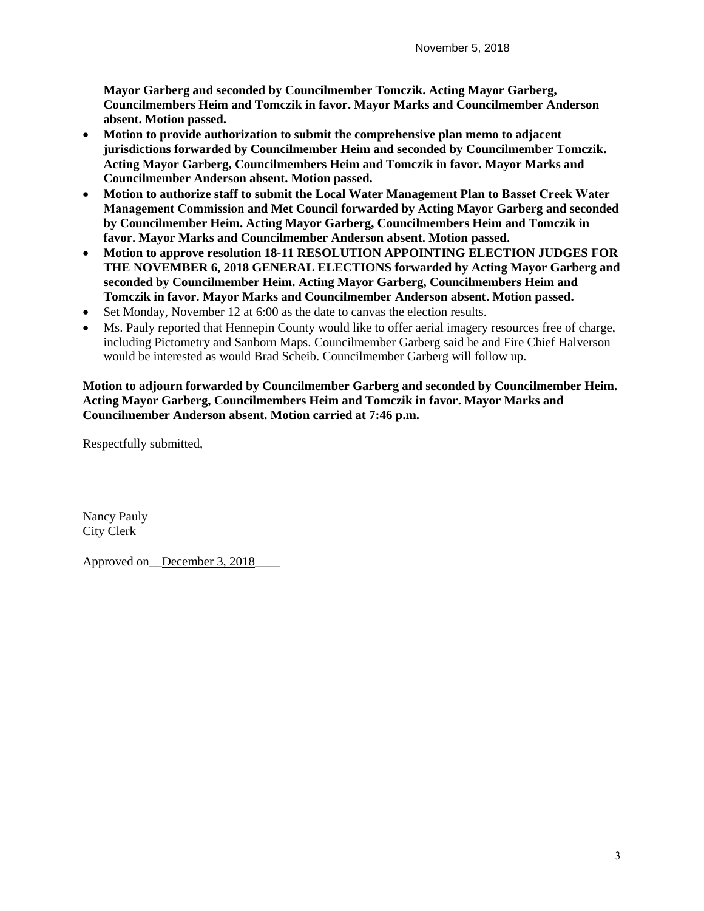**Mayor Garberg and seconded by Councilmember Tomczik. Acting Mayor Garberg, Councilmembers Heim and Tomczik in favor. Mayor Marks and Councilmember Anderson absent. Motion passed.**

- **Motion to provide authorization to submit the comprehensive plan memo to adjacent jurisdictions forwarded by Councilmember Heim and seconded by Councilmember Tomczik. Acting Mayor Garberg, Councilmembers Heim and Tomczik in favor. Mayor Marks and Councilmember Anderson absent. Motion passed.**
- **Motion to authorize staff to submit the Local Water Management Plan to Basset Creek Water Management Commission and Met Council forwarded by Acting Mayor Garberg and seconded by Councilmember Heim. Acting Mayor Garberg, Councilmembers Heim and Tomczik in favor. Mayor Marks and Councilmember Anderson absent. Motion passed.**
- **Motion to approve resolution 18-11 RESOLUTION APPOINTING ELECTION JUDGES FOR THE NOVEMBER 6, 2018 GENERAL ELECTIONS forwarded by Acting Mayor Garberg and seconded by Councilmember Heim. Acting Mayor Garberg, Councilmembers Heim and Tomczik in favor. Mayor Marks and Councilmember Anderson absent. Motion passed.**
- Set Monday, November 12 at 6:00 as the date to canvas the election results.
- Ms. Pauly reported that Hennepin County would like to offer aerial imagery resources free of charge, including Pictometry and Sanborn Maps. Councilmember Garberg said he and Fire Chief Halverson would be interested as would Brad Scheib. Councilmember Garberg will follow up.

**Motion to adjourn forwarded by Councilmember Garberg and seconded by Councilmember Heim. Acting Mayor Garberg, Councilmembers Heim and Tomczik in favor. Mayor Marks and Councilmember Anderson absent. Motion carried at 7:46 p.m.**

Respectfully submitted,

Nancy Pauly
City Clerk

Approved on__December 3, 2018____